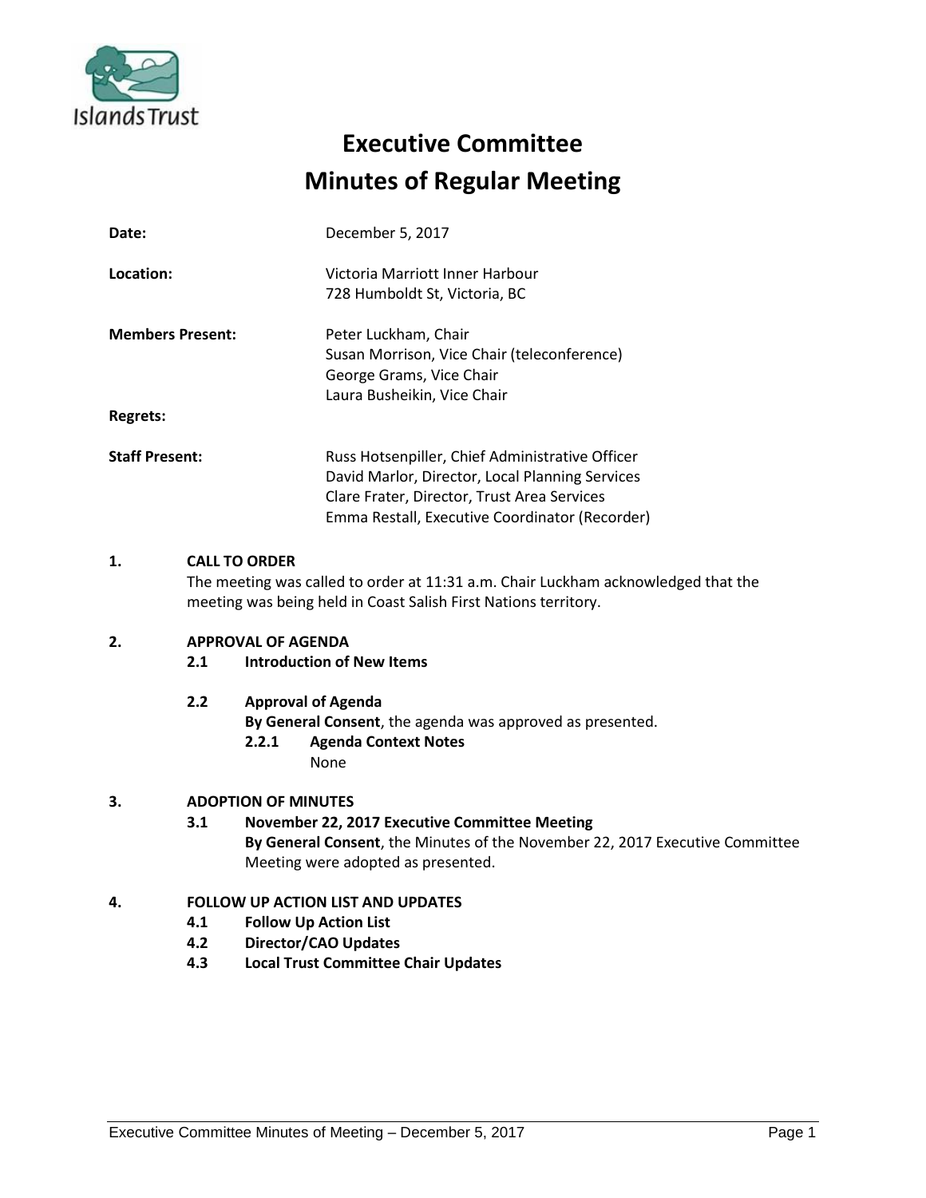# Executive Committee
# Minutes of Regular Meeting

| | |
|---|---|
| **Date:** | December 5, 2017 |
| **Location:** | Victoria Marriott Inner Harbour<br>728 Humboldt St, Victoria, BC |
| **Members Present:** | Peter Luckham, Chair<br>Susan Morrison, Vice Chair (teleconference)<br>George Grams, Vice Chair<br>Laura Busheikin, Vice Chair |
| **Regrets:** | |
| **Staff Present:** | Russ Hotsenpiller, Chief Administrative Officer<br>David Marlor, Director, Local Planning Services<br>Clare Frater, Director, Trust Area Services<br>Emma Restall, Executive Coordinator (Recorder) |

**1. CALL TO ORDER**

The meeting was called to order at 11:31 a.m. Chair Luckham acknowledged that the meeting was being held in Coast Salish First Nations territory.

**2. APPROVAL OF AGENDA**

**2.1 Introduction of New Items**

**2.2 Approval of Agenda**

**By General Consent**, the agenda was approved as presented.

**2.2.1 Agenda Context Notes**

None

**3. ADOPTION OF MINUTES**

**3.1 November 22, 2017 Executive Committee Meeting**

**By General Consent**, the Minutes of the November 22, 2017 Executive Committee Meeting were adopted as presented.

**4. FOLLOW UP ACTION LIST AND UPDATES**

**4.1 Follow Up Action List**

**4.2 Director/CAO Updates**

**4.3 Local Trust Committee Chair Updates**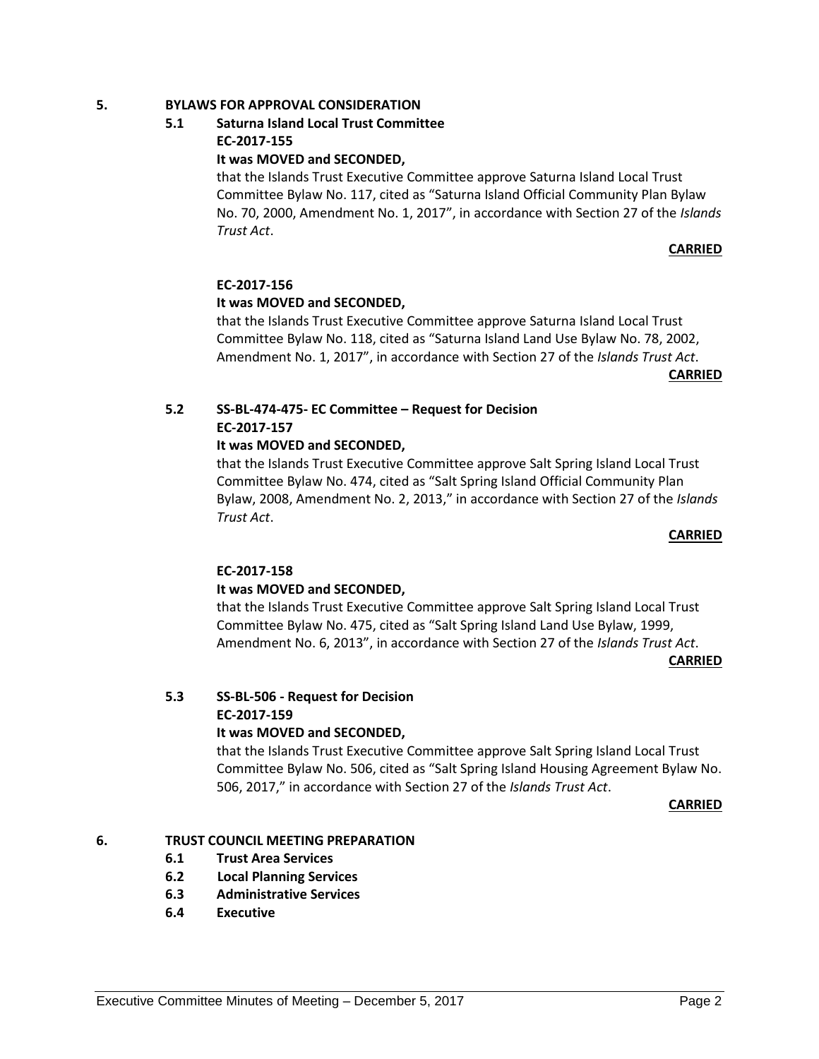## 5. BYLAWS FOR APPROVAL CONSIDERATION

### 5.1 Saturna Island Local Trust Committee

**EC-2017-155**

**It was MOVED and SECONDED,**

that the Islands Trust Executive Committee approve Saturna Island Local Trust Committee Bylaw No. 117, cited as "Saturna Island Official Community Plan Bylaw No. 70, 2000, Amendment No. 1, 2017", in accordance with Section 27 of the *Islands Trust Act*.

**CARRIED**

**EC-2017-156**

**It was MOVED and SECONDED,**

that the Islands Trust Executive Committee approve Saturna Island Local Trust Committee Bylaw No. 118, cited as "Saturna Island Land Use Bylaw No. 78, 2002, Amendment No. 1, 2017", in accordance with Section 27 of the *Islands Trust Act*.

**CARRIED**

### 5.2 SS-BL-474-475- EC Committee – Request for Decision

**EC-2017-157**

**It was MOVED and SECONDED,**

that the Islands Trust Executive Committee approve Salt Spring Island Local Trust Committee Bylaw No. 474, cited as "Salt Spring Island Official Community Plan Bylaw, 2008, Amendment No. 2, 2013," in accordance with Section 27 of the *Islands Trust Act*.

**CARRIED**

**EC-2017-158**

**It was MOVED and SECONDED,**

that the Islands Trust Executive Committee approve Salt Spring Island Local Trust Committee Bylaw No. 475, cited as "Salt Spring Island Land Use Bylaw, 1999, Amendment No. 6, 2013", in accordance with Section 27 of the *Islands Trust Act*.

**CARRIED**

### 5.3 SS-BL-506 - Request for Decision

**EC-2017-159**

**It was MOVED and SECONDED,**

that the Islands Trust Executive Committee approve Salt Spring Island Local Trust Committee Bylaw No. 506, cited as "Salt Spring Island Housing Agreement Bylaw No. 506, 2017," in accordance with Section 27 of the *Islands Trust Act*.

**CARRIED**

## 6. TRUST COUNCIL MEETING PREPARATION

- **6.1 Trust Area Services**
- **6.2 Local Planning Services**
- **6.3 Administrative Services**
- **6.4 Executive**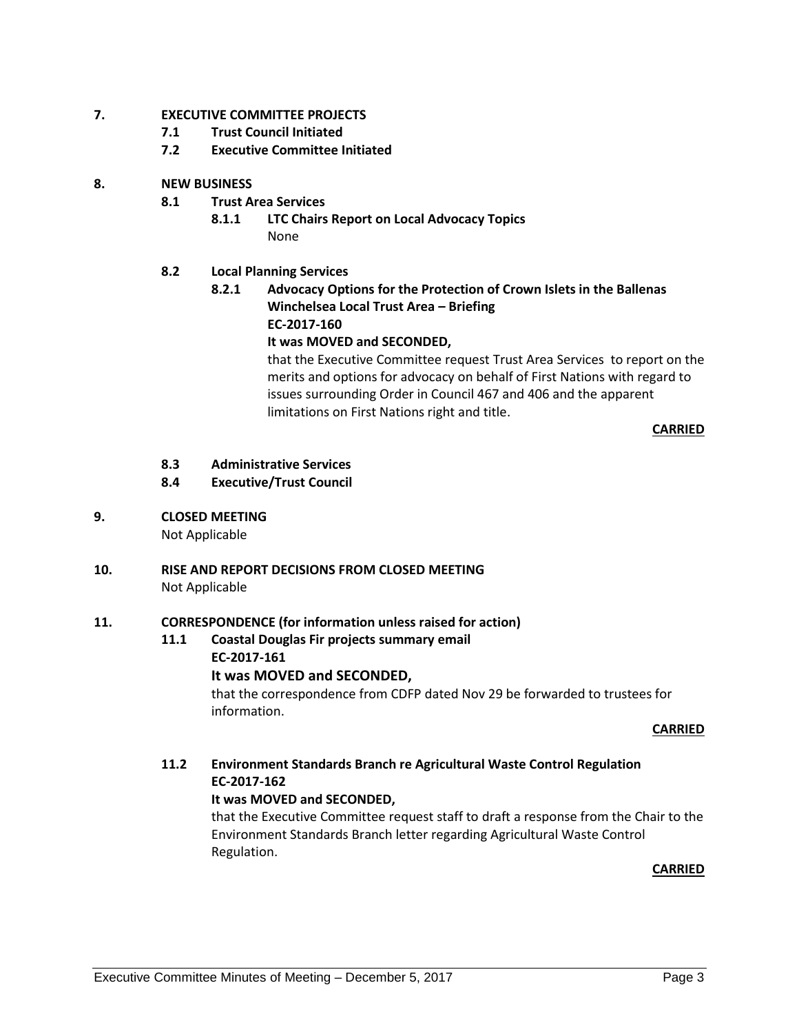## 7. EXECUTIVE COMMITTEE PROJECTS

### 7.1 Trust Council Initiated

### 7.2 Executive Committee Initiated

## 8. NEW BUSINESS

### 8.1 Trust Area Services

#### 8.1.1 LTC Chairs Report on Local Advocacy Topics

None

### 8.2 Local Planning Services

#### 8.2.1 Advocacy Options for the Protection of Crown Islets in the Ballenas Winchelsea Local Trust Area – Briefing

**EC-2017-160**

**It was MOVED and SECONDED,**

that the Executive Committee request Trust Area Services to report on the merits and options for advocacy on behalf of First Nations with regard to issues surrounding Order in Council 467 and 406 and the apparent limitations on First Nations right and title.

**CARRIED**

### 8.3 Administrative Services

### 8.4 Executive/Trust Council

## 9. CLOSED MEETING

Not Applicable

## 10. RISE AND REPORT DECISIONS FROM CLOSED MEETING

Not Applicable

## 11. CORRESPONDENCE (for information unless raised for action)

### 11.1 Coastal Douglas Fir projects summary email

**EC-2017-161**

**It was MOVED and SECONDED,**

that the correspondence from CDFP dated Nov 29 be forwarded to trustees for information.

**CARRIED**

### 11.2 Environment Standards Branch re Agricultural Waste Control Regulation

**EC-2017-162**

**It was MOVED and SECONDED,**

that the Executive Committee request staff to draft a response from the Chair to the Environment Standards Branch letter regarding Agricultural Waste Control Regulation.

**CARRIED**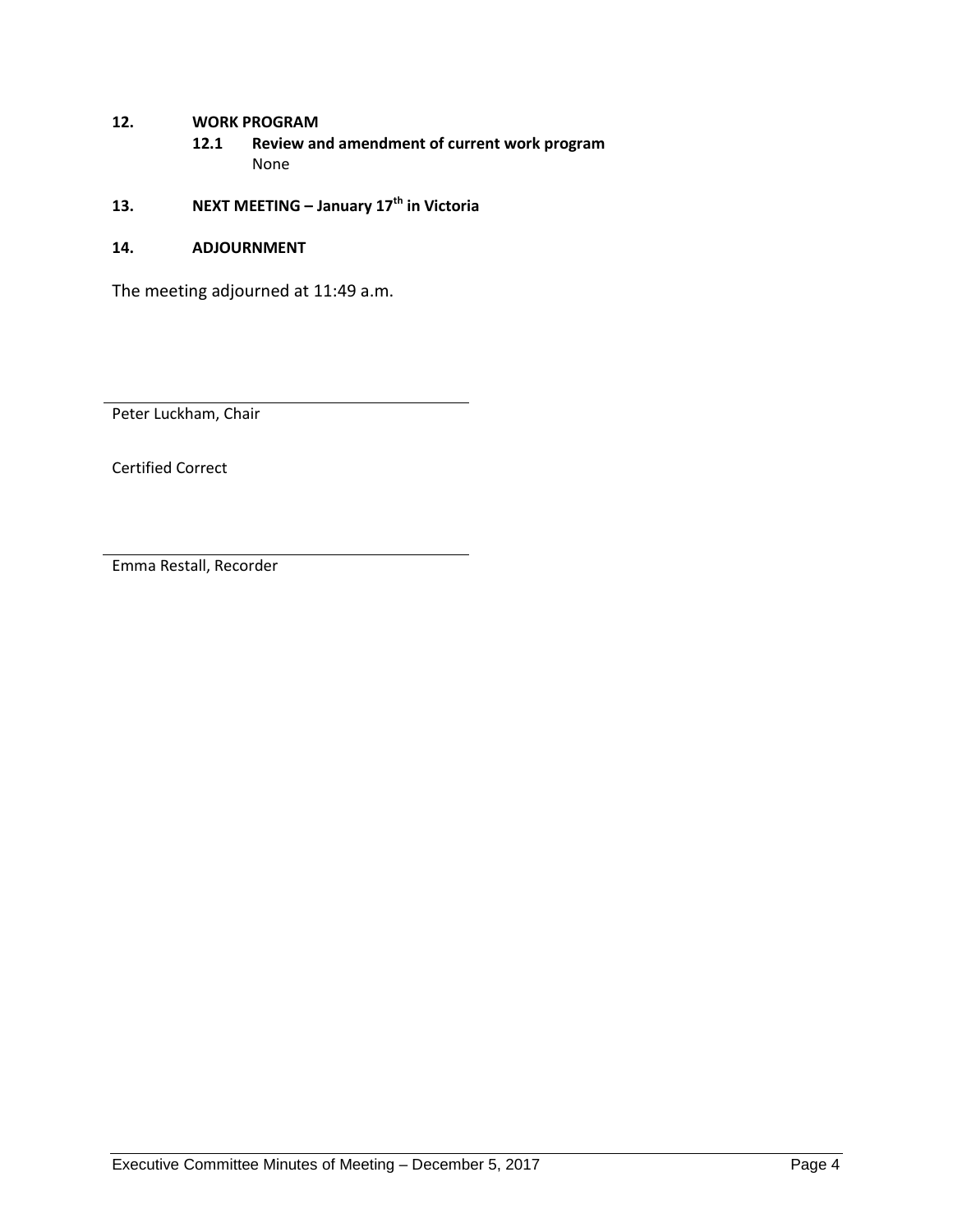**12. WORK PROGRAM**

**12.1 Review and amendment of current work program**

None

**13. NEXT MEETING – January 17th in Victoria**

**14. ADJOURNMENT**

The meeting adjourned at 11:49 a.m.

\_\_\_\_\_\_\_\_\_\_\_\_\_\_\_\_\_\_\_\_\_\_\_\_\_\_\_\_\_\_\_\_\_\_\_\_\_\_

Peter Luckham, Chair

Certified Correct

\_\_\_\_\_\_\_\_\_\_\_\_\_\_\_\_\_\_\_\_\_\_\_\_\_\_\_\_\_\_\_\_\_\_\_\_\_\_

Emma Restall, Recorder